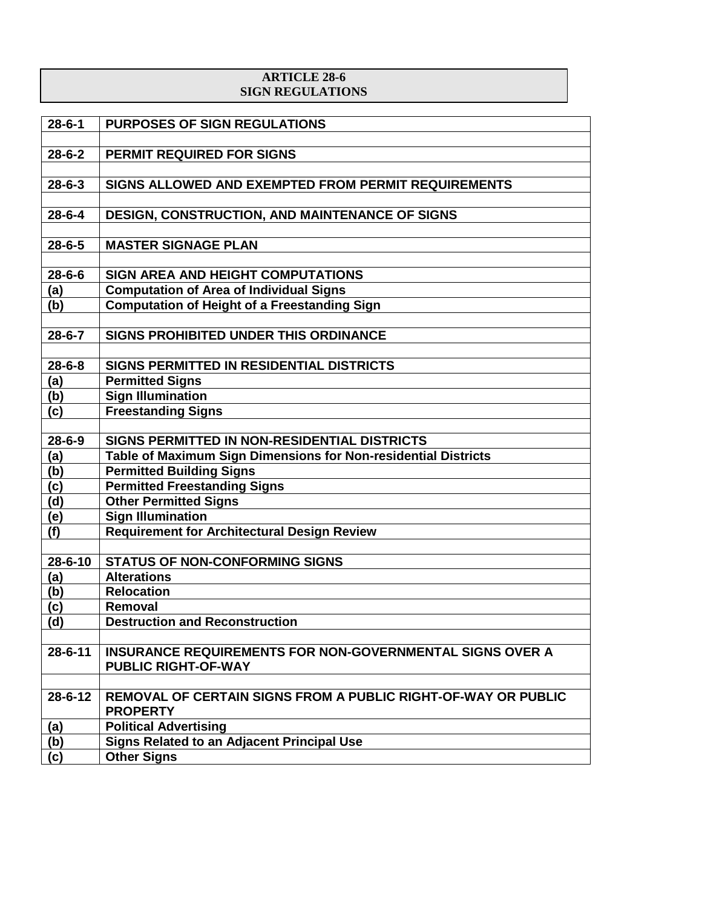# ARTICLE 28-6
# SIGN REGULATIONS

| | |
|---|---|
| **28-6-1** | **PURPOSES OF SIGN REGULATIONS** |
| | |
| **28-6-2** | **PERMIT REQUIRED FOR SIGNS** |
| | |
| **28-6-3** | **SIGNS ALLOWED AND EXEMPTED FROM PERMIT REQUIREMENTS** |
| | |
| **28-6-4** | **DESIGN, CONSTRUCTION, AND MAINTENANCE OF SIGNS** |
| | |
| **28-6-5** | **MASTER SIGNAGE PLAN** |
| | |
| **28-6-6** | **SIGN AREA AND HEIGHT COMPUTATIONS** |
| **(a)** | **Computation of Area of Individual Signs** |
| **(b)** | **Computation of Height of a Freestanding Sign** |
| | |
| **28-6-7** | **SIGNS PROHIBITED UNDER THIS ORDINANCE** |
| | |
| **28-6-8** | **SIGNS PERMITTED IN RESIDENTIAL DISTRICTS** |
| **(a)** | **Permitted Signs** |
| **(b)** | **Sign Illumination** |
| **(c)** | **Freestanding Signs** |
| | |
| **28-6-9** | **SIGNS PERMITTED IN NON-RESIDENTIAL DISTRICTS** |
| **(a)** | **Table of Maximum Sign Dimensions for Non-residential Districts** |
| **(b)** | **Permitted Building Signs** |
| **(c)** | **Permitted Freestanding Signs** |
| **(d)** | **Other Permitted Signs** |
| **(e)** | **Sign Illumination** |
| **(f)** | **Requirement for Architectural Design Review** |
| | |
| **28-6-10** | **STATUS OF NON-CONFORMING SIGNS** |
| **(a)** | **Alterations** |
| **(b)** | **Relocation** |
| **(c)** | **Removal** |
| **(d)** | **Destruction and Reconstruction** |
| | |
| **28-6-11** | **INSURANCE REQUIREMENTS FOR NON-GOVERNMENTAL SIGNS OVER A PUBLIC RIGHT-OF-WAY** |
| | |
| **28-6-12** | **REMOVAL OF CERTAIN SIGNS FROM A PUBLIC RIGHT-OF-WAY OR PUBLIC PROPERTY** |
| **(a)** | **Political Advertising** |
| **(b)** | **Signs Related to an Adjacent Principal Use** |
| **(c)** | **Other Signs** |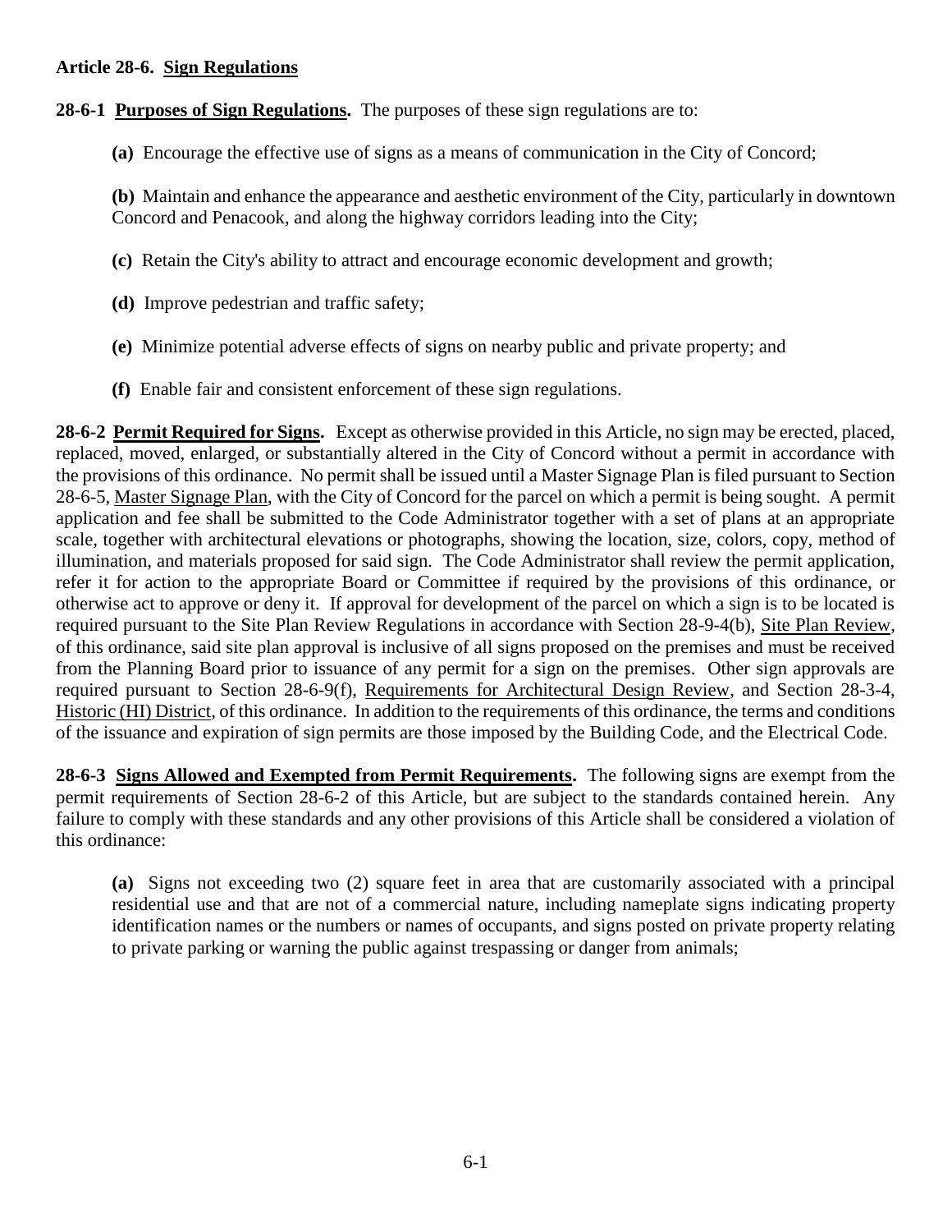### Article 28-6. <u>Sign Regulations</u>

**28-6-1 <u>Purposes of Sign Regulations</u>.** The purposes of these sign regulations are to:

**(a)** Encourage the effective use of signs as a means of communication in the City of Concord;

**(b)** Maintain and enhance the appearance and aesthetic environment of the City, particularly in downtown Concord and Penacook, and along the highway corridors leading into the City;

**(c)** Retain the City's ability to attract and encourage economic development and growth;

**(d)** Improve pedestrian and traffic safety;

**(e)** Minimize potential adverse effects of signs on nearby public and private property; and

**(f)** Enable fair and consistent enforcement of these sign regulations.

**28-6-2 <u>Permit Required for Signs</u>.** Except as otherwise provided in this Article, no sign may be erected, placed, replaced, moved, enlarged, or substantially altered in the City of Concord without a permit in accordance with the provisions of this ordinance. No permit shall be issued until a Master Signage Plan is filed pursuant to Section 28-6-5, <u>Master Signage Plan</u>, with the City of Concord for the parcel on which a permit is being sought. A permit application and fee shall be submitted to the Code Administrator together with a set of plans at an appropriate scale, together with architectural elevations or photographs, showing the location, size, colors, copy, method of illumination, and materials proposed for said sign. The Code Administrator shall review the permit application, refer it for action to the appropriate Board or Committee if required by the provisions of this ordinance, or otherwise act to approve or deny it. If approval for development of the parcel on which a sign is to be located is required pursuant to the Site Plan Review Regulations in accordance with Section 28-9-4(b), <u>Site Plan Review</u>, of this ordinance, said site plan approval is inclusive of all signs proposed on the premises and must be received from the Planning Board prior to issuance of any permit for a sign on the premises. Other sign approvals are required pursuant to Section 28-6-9(f), <u>Requirements for Architectural Design Review</u>, and Section 28-3-4, <u>Historic (HI) District</u>, of this ordinance. In addition to the requirements of this ordinance, the terms and conditions of the issuance and expiration of sign permits are those imposed by the Building Code, and the Electrical Code.

**28-6-3 <u>Signs Allowed and Exempted from Permit Requirements</u>.** The following signs are exempt from the permit requirements of Section 28-6-2 of this Article, but are subject to the standards contained herein. Any failure to comply with these standards and any other provisions of this Article shall be considered a violation of this ordinance:

**(a)** Signs not exceeding two (2) square feet in area that are customarily associated with a principal residential use and that are not of a commercial nature, including nameplate signs indicating property identification names or the numbers or names of occupants, and signs posted on private property relating to private parking or warning the public against trespassing or danger from animals;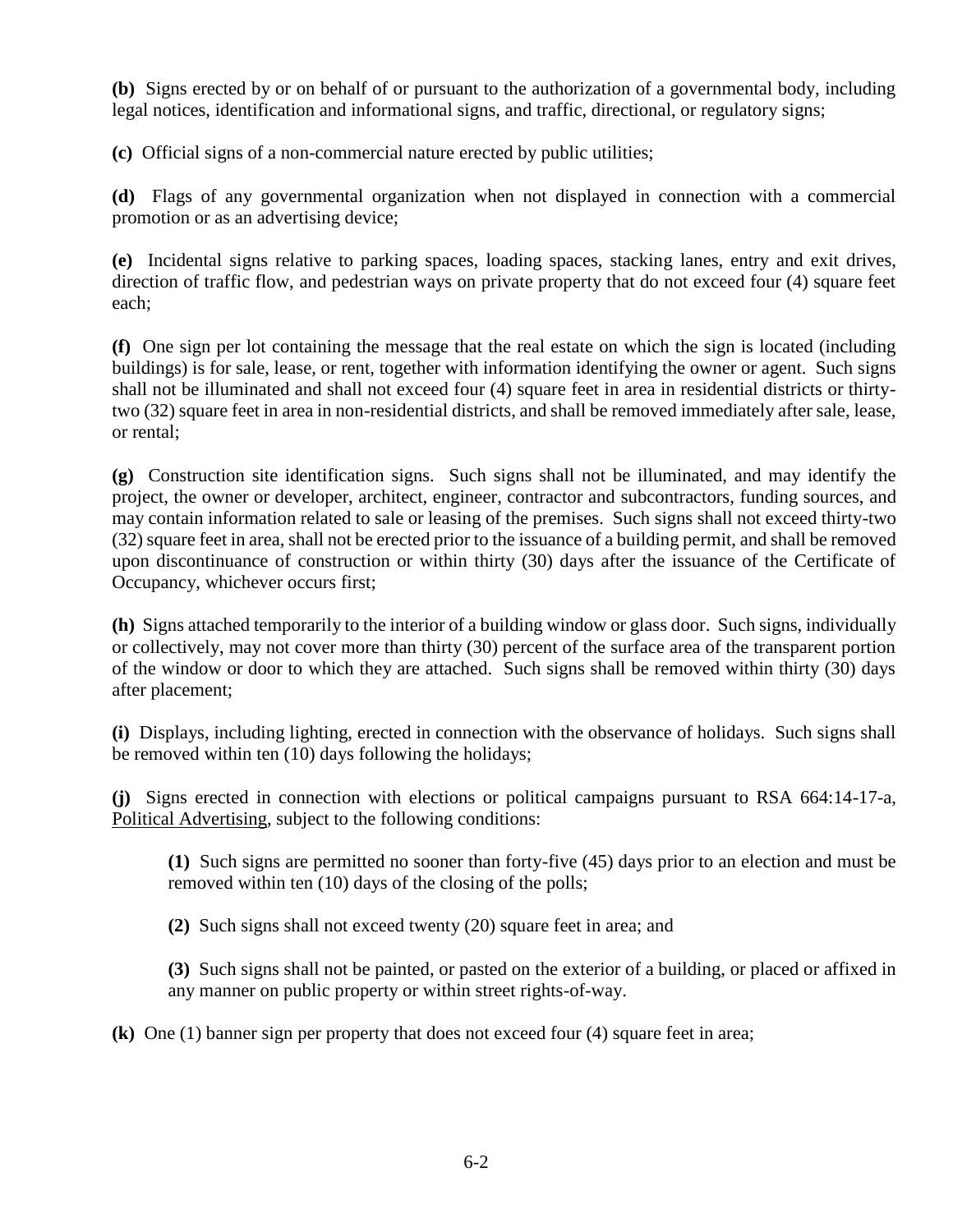**(b)** Signs erected by or on behalf of or pursuant to the authorization of a governmental body, including legal notices, identification and informational signs, and traffic, directional, or regulatory signs;

**(c)** Official signs of a non-commercial nature erected by public utilities;

**(d)** Flags of any governmental organization when not displayed in connection with a commercial promotion or as an advertising device;

**(e)** Incidental signs relative to parking spaces, loading spaces, stacking lanes, entry and exit drives, direction of traffic flow, and pedestrian ways on private property that do not exceed four (4) square feet each;

**(f)** One sign per lot containing the message that the real estate on which the sign is located (including buildings) is for sale, lease, or rent, together with information identifying the owner or agent. Such signs shall not be illuminated and shall not exceed four (4) square feet in area in residential districts or thirty-two (32) square feet in area in non-residential districts, and shall be removed immediately after sale, lease, or rental;

**(g)** Construction site identification signs. Such signs shall not be illuminated, and may identify the project, the owner or developer, architect, engineer, contractor and subcontractors, funding sources, and may contain information related to sale or leasing of the premises. Such signs shall not exceed thirty-two (32) square feet in area, shall not be erected prior to the issuance of a building permit, and shall be removed upon discontinuance of construction or within thirty (30) days after the issuance of the Certificate of Occupancy, whichever occurs first;

**(h)** Signs attached temporarily to the interior of a building window or glass door. Such signs, individually or collectively, may not cover more than thirty (30) percent of the surface area of the transparent portion of the window or door to which they are attached. Such signs shall be removed within thirty (30) days after placement;

**(i)** Displays, including lighting, erected in connection with the observance of holidays. Such signs shall be removed within ten (10) days following the holidays;

**(j)** Signs erected in connection with elections or political campaigns pursuant to RSA 664:14-17-a, Political Advertising, subject to the following conditions:

> **(1)** Such signs are permitted no sooner than forty-five (45) days prior to an election and must be removed within ten (10) days of the closing of the polls;
>
> **(2)** Such signs shall not exceed twenty (20) square feet in area; and
>
> **(3)** Such signs shall not be painted, or pasted on the exterior of a building, or placed or affixed in any manner on public property or within street rights-of-way.

**(k)** One (1) banner sign per property that does not exceed four (4) square feet in area;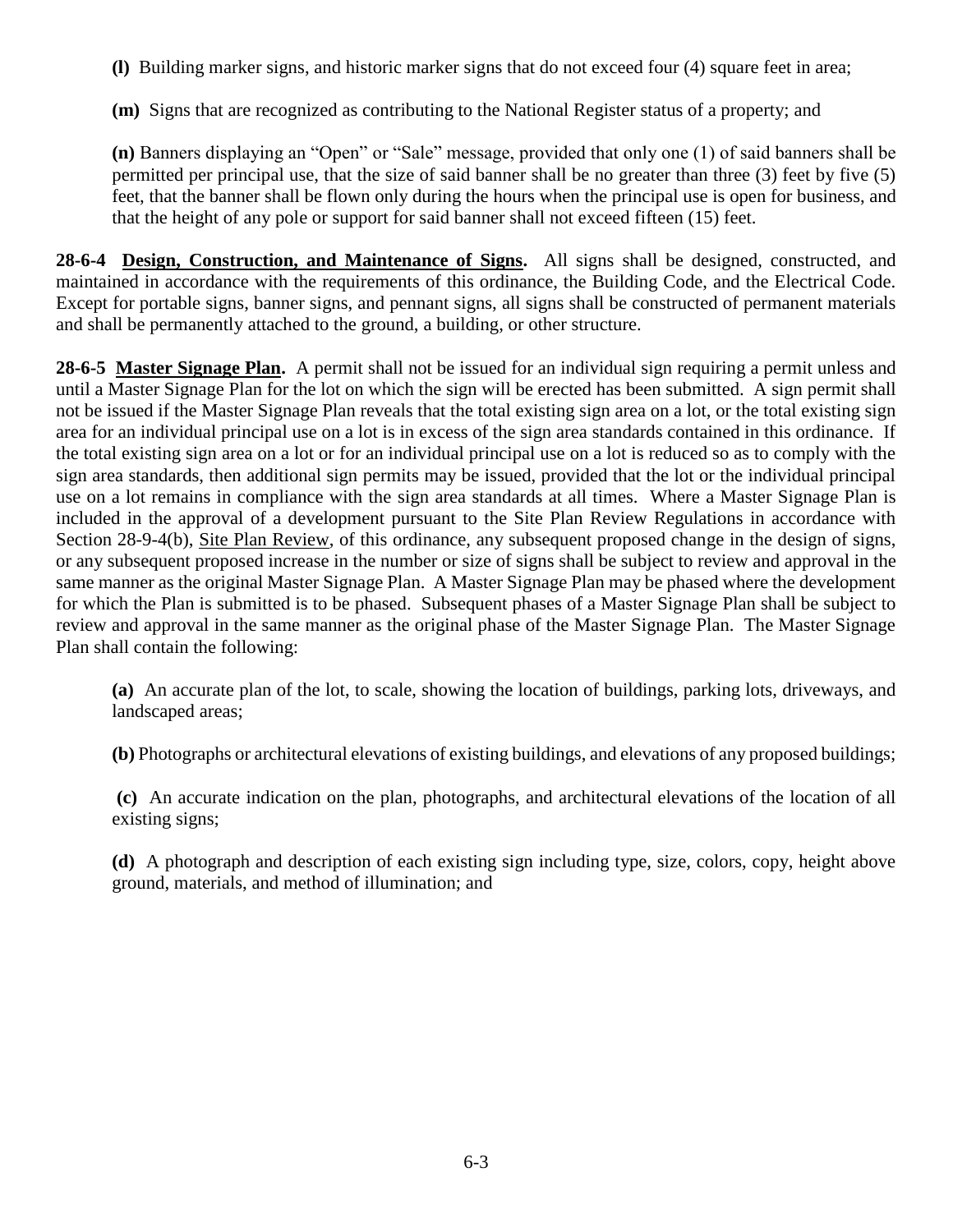**(l)** Building marker signs, and historic marker signs that do not exceed four (4) square feet in area;

**(m)** Signs that are recognized as contributing to the National Register status of a property; and

**(n)** Banners displaying an "Open" or "Sale" message, provided that only one (1) of said banners shall be permitted per principal use, that the size of said banner shall be no greater than three (3) feet by five (5) feet, that the banner shall be flown only during the hours when the principal use is open for business, and that the height of any pole or support for said banner shall not exceed fifteen (15) feet.

**28-6-4 Design, Construction, and Maintenance of Signs.** All signs shall be designed, constructed, and maintained in accordance with the requirements of this ordinance, the Building Code, and the Electrical Code. Except for portable signs, banner signs, and pennant signs, all signs shall be constructed of permanent materials and shall be permanently attached to the ground, a building, or other structure.

**28-6-5 Master Signage Plan.** A permit shall not be issued for an individual sign requiring a permit unless and until a Master Signage Plan for the lot on which the sign will be erected has been submitted. A sign permit shall not be issued if the Master Signage Plan reveals that the total existing sign area on a lot, or the total existing sign area for an individual principal use on a lot is in excess of the sign area standards contained in this ordinance. If the total existing sign area on a lot or for an individual principal use on a lot is reduced so as to comply with the sign area standards, then additional sign permits may be issued, provided that the lot or the individual principal use on a lot remains in compliance with the sign area standards at all times. Where a Master Signage Plan is included in the approval of a development pursuant to the Site Plan Review Regulations in accordance with Section 28-9-4(b), Site Plan Review, of this ordinance, any subsequent proposed change in the design of signs, or any subsequent proposed increase in the number or size of signs shall be subject to review and approval in the same manner as the original Master Signage Plan. A Master Signage Plan may be phased where the development for which the Plan is submitted is to be phased. Subsequent phases of a Master Signage Plan shall be subject to review and approval in the same manner as the original phase of the Master Signage Plan. The Master Signage Plan shall contain the following:

**(a)** An accurate plan of the lot, to scale, showing the location of buildings, parking lots, driveways, and landscaped areas;

**(b)** Photographs or architectural elevations of existing buildings, and elevations of any proposed buildings;

**(c)** An accurate indication on the plan, photographs, and architectural elevations of the location of all existing signs;

**(d)** A photograph and description of each existing sign including type, size, colors, copy, height above ground, materials, and method of illumination; and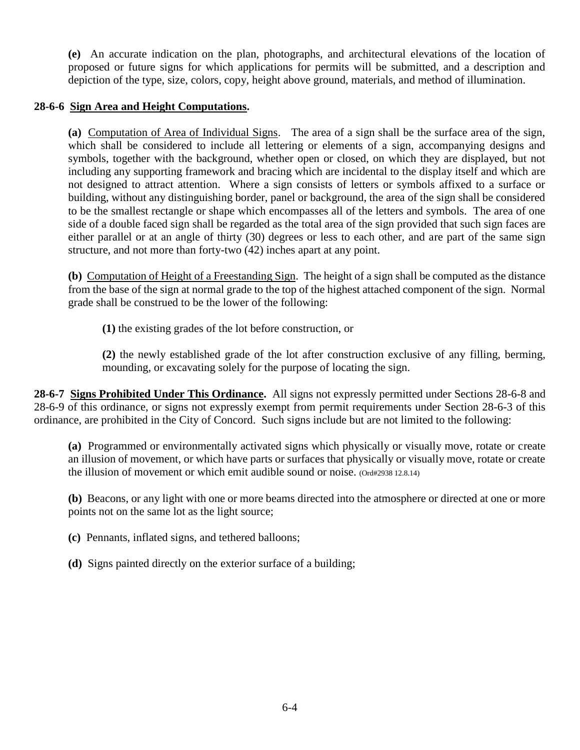**(e)** An accurate indication on the plan, photographs, and architectural elevations of the location of proposed or future signs for which applications for permits will be submitted, and a description and depiction of the type, size, colors, copy, height above ground, materials, and method of illumination.

**28-6-6 Sign Area and Height Computations.**

**(a)** Computation of Area of Individual Signs. The area of a sign shall be the surface area of the sign, which shall be considered to include all lettering or elements of a sign, accompanying designs and symbols, together with the background, whether open or closed, on which they are displayed, but not including any supporting framework and bracing which are incidental to the display itself and which are not designed to attract attention. Where a sign consists of letters or symbols affixed to a surface or building, without any distinguishing border, panel or background, the area of the sign shall be considered to be the smallest rectangle or shape which encompasses all of the letters and symbols. The area of one side of a double faced sign shall be regarded as the total area of the sign provided that such sign faces are either parallel or at an angle of thirty (30) degrees or less to each other, and are part of the same sign structure, and not more than forty-two (42) inches apart at any point.

**(b)** Computation of Height of a Freestanding Sign. The height of a sign shall be computed as the distance from the base of the sign at normal grade to the top of the highest attached component of the sign. Normal grade shall be construed to be the lower of the following:

**(1)** the existing grades of the lot before construction, or

**(2)** the newly established grade of the lot after construction exclusive of any filling, berming, mounding, or excavating solely for the purpose of locating the sign.

**28-6-7 Signs Prohibited Under This Ordinance.** All signs not expressly permitted under Sections 28-6-8 and 28-6-9 of this ordinance, or signs not expressly exempt from permit requirements under Section 28-6-3 of this ordinance, are prohibited in the City of Concord. Such signs include but are not limited to the following:

**(a)** Programmed or environmentally activated signs which physically or visually move, rotate or create an illusion of movement, or which have parts or surfaces that physically or visually move, rotate or create the illusion of movement or which emit audible sound or noise. (Ord#2938 12.8.14)

**(b)** Beacons, or any light with one or more beams directed into the atmosphere or directed at one or more points not on the same lot as the light source;

**(c)** Pennants, inflated signs, and tethered balloons;

**(d)** Signs painted directly on the exterior surface of a building;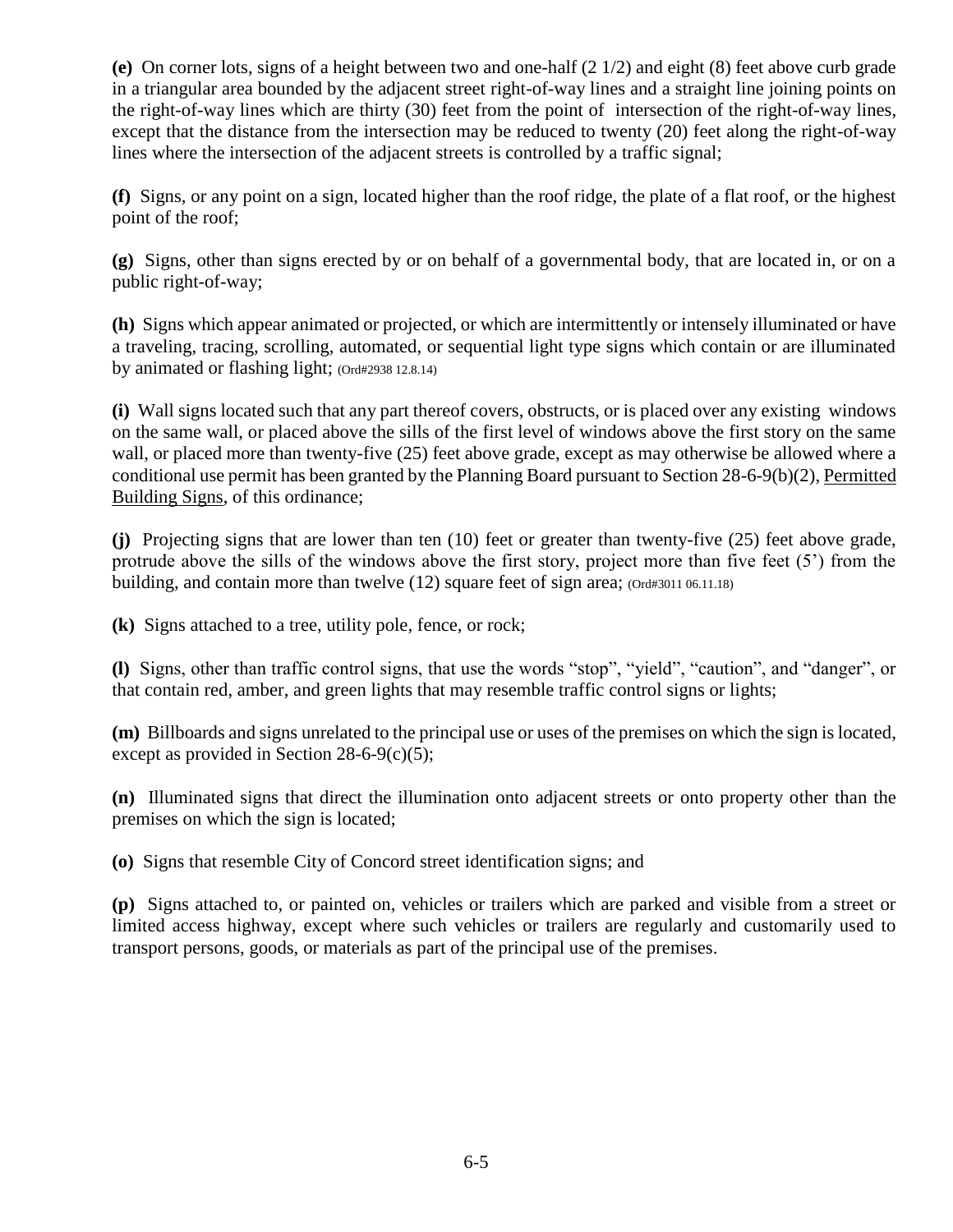**(e)** On corner lots, signs of a height between two and one-half (2 1/2) and eight (8) feet above curb grade in a triangular area bounded by the adjacent street right-of-way lines and a straight line joining points on the right-of-way lines which are thirty (30) feet from the point of intersection of the right-of-way lines, except that the distance from the intersection may be reduced to twenty (20) feet along the right-of-way lines where the intersection of the adjacent streets is controlled by a traffic signal;

**(f)** Signs, or any point on a sign, located higher than the roof ridge, the plate of a flat roof, or the highest point of the roof;

**(g)** Signs, other than signs erected by or on behalf of a governmental body, that are located in, or on a public right-of-way;

**(h)** Signs which appear animated or projected, or which are intermittently or intensely illuminated or have a traveling, tracing, scrolling, automated, or sequential light type signs which contain or are illuminated by animated or flashing light; (Ord#2938 12.8.14)

**(i)** Wall signs located such that any part thereof covers, obstructs, or is placed over any existing windows on the same wall, or placed above the sills of the first level of windows above the first story on the same wall, or placed more than twenty-five (25) feet above grade, except as may otherwise be allowed where a conditional use permit has been granted by the Planning Board pursuant to Section 28-6-9(b)(2), Permitted Building Signs, of this ordinance;

**(j)** Projecting signs that are lower than ten (10) feet or greater than twenty-five (25) feet above grade, protrude above the sills of the windows above the first story, project more than five feet (5') from the building, and contain more than twelve (12) square feet of sign area; (Ord#3011 06.11.18)

**(k)** Signs attached to a tree, utility pole, fence, or rock;

**(l)** Signs, other than traffic control signs, that use the words "stop", "yield", "caution", and "danger", or that contain red, amber, and green lights that may resemble traffic control signs or lights;

**(m)** Billboards and signs unrelated to the principal use or uses of the premises on which the sign is located, except as provided in Section 28-6-9(c)(5);

**(n)** Illuminated signs that direct the illumination onto adjacent streets or onto property other than the premises on which the sign is located;

**(o)** Signs that resemble City of Concord street identification signs; and

**(p)** Signs attached to, or painted on, vehicles or trailers which are parked and visible from a street or limited access highway, except where such vehicles or trailers are regularly and customarily used to transport persons, goods, or materials as part of the principal use of the premises.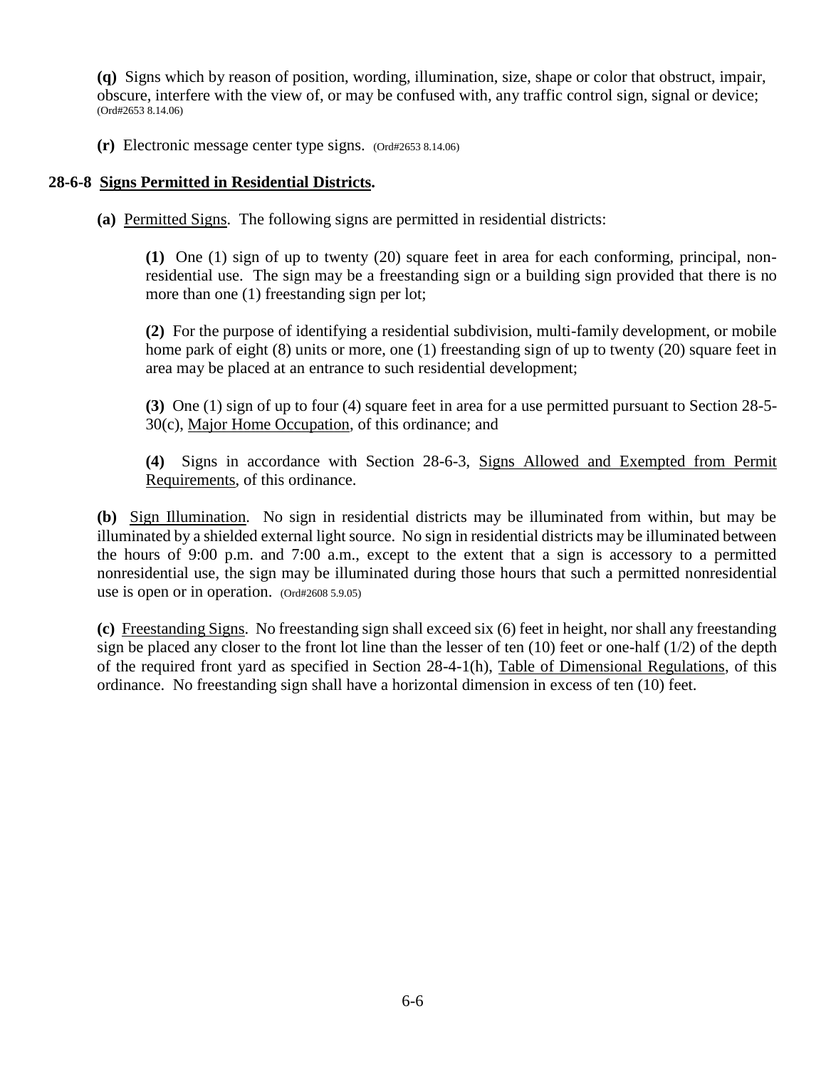**(q)** Signs which by reason of position, wording, illumination, size, shape or color that obstruct, impair, obscure, interfere with the view of, or may be confused with, any traffic control sign, signal or device; (Ord#2653 8.14.06)

**(r)** Electronic message center type signs. (Ord#2653 8.14.06)

### 28-6-8 Signs Permitted in Residential Districts.

**(a)** Permitted Signs. The following signs are permitted in residential districts:

**(1)** One (1) sign of up to twenty (20) square feet in area for each conforming, principal, non-residential use. The sign may be a freestanding sign or a building sign provided that there is no more than one (1) freestanding sign per lot;

**(2)** For the purpose of identifying a residential subdivision, multi-family development, or mobile home park of eight (8) units or more, one (1) freestanding sign of up to twenty (20) square feet in area may be placed at an entrance to such residential development;

**(3)** One (1) sign of up to four (4) square feet in area for a use permitted pursuant to Section 28-5-30(c), Major Home Occupation, of this ordinance; and

**(4)** Signs in accordance with Section 28-6-3, Signs Allowed and Exempted from Permit Requirements, of this ordinance.

**(b)** Sign Illumination. No sign in residential districts may be illuminated from within, but may be illuminated by a shielded external light source. No sign in residential districts may be illuminated between the hours of 9:00 p.m. and 7:00 a.m., except to the extent that a sign is accessory to a permitted nonresidential use, the sign may be illuminated during those hours that such a permitted nonresidential use is open or in operation. (Ord#2608 5.9.05)

**(c)** Freestanding Signs. No freestanding sign shall exceed six (6) feet in height, nor shall any freestanding sign be placed any closer to the front lot line than the lesser of ten (10) feet or one-half (1/2) of the depth of the required front yard as specified in Section 28-4-1(h), Table of Dimensional Regulations, of this ordinance. No freestanding sign shall have a horizontal dimension in excess of ten (10) feet.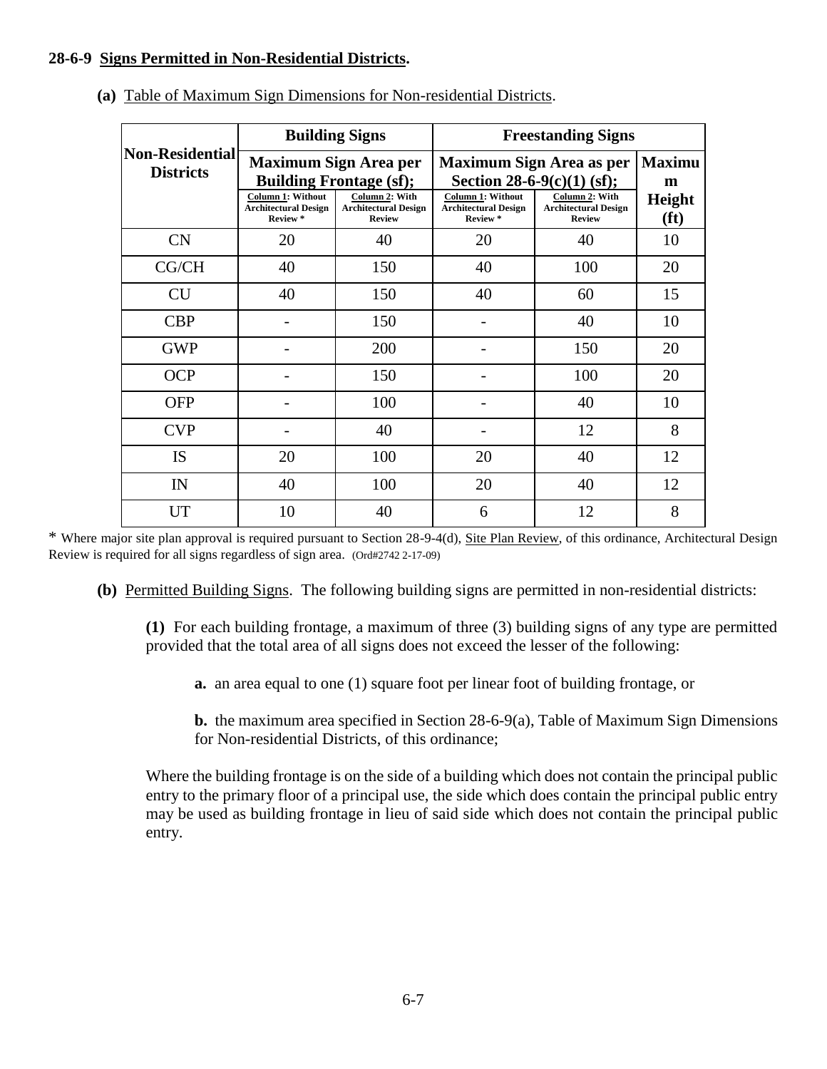**28-6-9 Signs Permitted in Non-Residential Districts.**

**(a)** Table of Maximum Sign Dimensions for Non-residential Districts.

| Non-Residential Districts | Building Signs: Maximum Sign Area per Building Frontage (sf); Column 1: Without Architectural Design Review * | Building Signs: Maximum Sign Area per Building Frontage (sf); Column 2: With Architectural Design Review | Freestanding Signs: Maximum Sign Area as per Section 28-6-9(c)(1) (sf); Column 1: Without Architectural Design Review * | Freestanding Signs: Maximum Sign Area as per Section 28-6-9(c)(1) (sf); Column 2: With Architectural Design Review | Freestanding Signs: Maximum Height (ft) |
|---|---|---|---|---|---|
| CN | 20 | 40 | 20 | 40 | 10 |
| CG/CH | 40 | 150 | 40 | 100 | 20 |
| CU | 40 | 150 | 40 | 60 | 15 |
| CBP | - | 150 | - | 40 | 10 |
| GWP | - | 200 | - | 150 | 20 |
| OCP | - | 150 | - | 100 | 20 |
| OFP | - | 100 | - | 40 | 10 |
| CVP | - | 40 | - | 12 | 8 |
| IS | 20 | 100 | 20 | 40 | 12 |
| IN | 40 | 100 | 20 | 40 | 12 |
| UT | 10 | 40 | 6 | 12 | 8 |

* Where major site plan approval is required pursuant to Section 28-9-4(d), Site Plan Review, of this ordinance, Architectural Design Review is required for all signs regardless of sign area. (Ord#2742 2-17-09)

**(b)** Permitted Building Signs. The following building signs are permitted in non-residential districts:

**(1)** For each building frontage, a maximum of three (3) building signs of any type are permitted provided that the total area of all signs does not exceed the lesser of the following:

**a.** an area equal to one (1) square foot per linear foot of building frontage, or

**b.** the maximum area specified in Section 28-6-9(a), Table of Maximum Sign Dimensions for Non-residential Districts, of this ordinance;

Where the building frontage is on the side of a building which does not contain the principal public entry to the primary floor of a principal use, the side which does contain the principal public entry may be used as building frontage in lieu of said side which does not contain the principal public entry.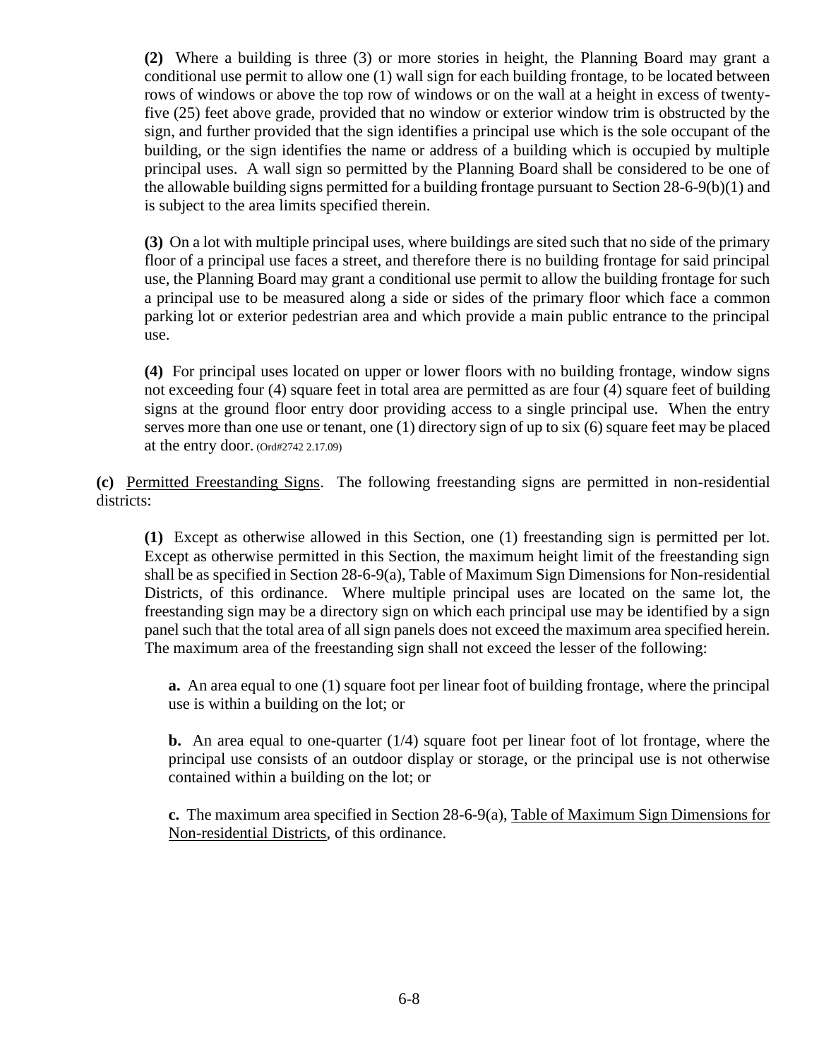**(2)** Where a building is three (3) or more stories in height, the Planning Board may grant a conditional use permit to allow one (1) wall sign for each building frontage, to be located between rows of windows or above the top row of windows or on the wall at a height in excess of twenty-five (25) feet above grade, provided that no window or exterior window trim is obstructed by the sign, and further provided that the sign identifies a principal use which is the sole occupant of the building, or the sign identifies the name or address of a building which is occupied by multiple principal uses. A wall sign so permitted by the Planning Board shall be considered to be one of the allowable building signs permitted for a building frontage pursuant to Section 28-6-9(b)(1) and is subject to the area limits specified therein.

**(3)** On a lot with multiple principal uses, where buildings are sited such that no side of the primary floor of a principal use faces a street, and therefore there is no building frontage for said principal use, the Planning Board may grant a conditional use permit to allow the building frontage for such a principal use to be measured along a side or sides of the primary floor which face a common parking lot or exterior pedestrian area and which provide a main public entrance to the principal use.

**(4)** For principal uses located on upper or lower floors with no building frontage, window signs not exceeding four (4) square feet in total area are permitted as are four (4) square feet of building signs at the ground floor entry door providing access to a single principal use. When the entry serves more than one use or tenant, one (1) directory sign of up to six (6) square feet may be placed at the entry door. (Ord#2742 2.17.09)

**(c)** Permitted Freestanding Signs. The following freestanding signs are permitted in non-residential districts:

**(1)** Except as otherwise allowed in this Section, one (1) freestanding sign is permitted per lot. Except as otherwise permitted in this Section, the maximum height limit of the freestanding sign shall be as specified in Section 28-6-9(a), Table of Maximum Sign Dimensions for Non-residential Districts, of this ordinance. Where multiple principal uses are located on the same lot, the freestanding sign may be a directory sign on which each principal use may be identified by a sign panel such that the total area of all sign panels does not exceed the maximum area specified herein. The maximum area of the freestanding sign shall not exceed the lesser of the following:

**a.** An area equal to one (1) square foot per linear foot of building frontage, where the principal use is within a building on the lot; or

**b.** An area equal to one-quarter (1/4) square foot per linear foot of lot frontage, where the principal use consists of an outdoor display or storage, or the principal use is not otherwise contained within a building on the lot; or

**c.** The maximum area specified in Section 28-6-9(a), Table of Maximum Sign Dimensions for Non-residential Districts, of this ordinance.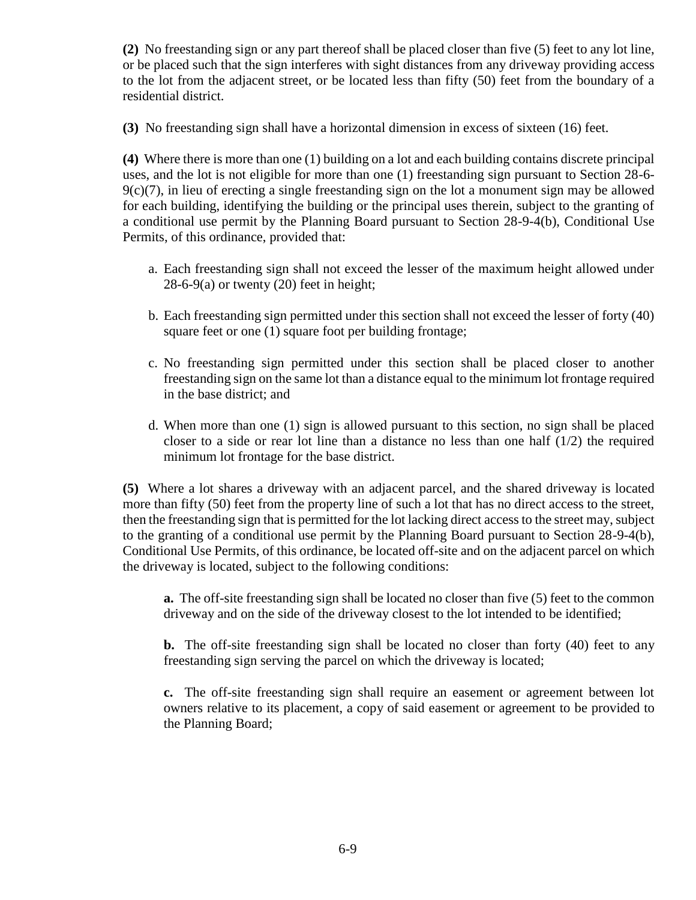**(2)** No freestanding sign or any part thereof shall be placed closer than five (5) feet to any lot line, or be placed such that the sign interferes with sight distances from any driveway providing access to the lot from the adjacent street, or be located less than fifty (50) feet from the boundary of a residential district.

**(3)** No freestanding sign shall have a horizontal dimension in excess of sixteen (16) feet.

**(4)** Where there is more than one (1) building on a lot and each building contains discrete principal uses, and the lot is not eligible for more than one (1) freestanding sign pursuant to Section 28-6-9(c)(7), in lieu of erecting a single freestanding sign on the lot a monument sign may be allowed for each building, identifying the building or the principal uses therein, subject to the granting of a conditional use permit by the Planning Board pursuant to Section 28-9-4(b), Conditional Use Permits, of this ordinance, provided that:

a. Each freestanding sign shall not exceed the lesser of the maximum height allowed under 28-6-9(a) or twenty (20) feet in height;

b. Each freestanding sign permitted under this section shall not exceed the lesser of forty (40) square feet or one (1) square foot per building frontage;

c. No freestanding sign permitted under this section shall be placed closer to another freestanding sign on the same lot than a distance equal to the minimum lot frontage required in the base district; and

d. When more than one (1) sign is allowed pursuant to this section, no sign shall be placed closer to a side or rear lot line than a distance no less than one half (1/2) the required minimum lot frontage for the base district.

**(5)** Where a lot shares a driveway with an adjacent parcel, and the shared driveway is located more than fifty (50) feet from the property line of such a lot that has no direct access to the street, then the freestanding sign that is permitted for the lot lacking direct access to the street may, subject to the granting of a conditional use permit by the Planning Board pursuant to Section 28-9-4(b), Conditional Use Permits, of this ordinance, be located off-site and on the adjacent parcel on which the driveway is located, subject to the following conditions:

**a.** The off-site freestanding sign shall be located no closer than five (5) feet to the common driveway and on the side of the driveway closest to the lot intended to be identified;

**b.** The off-site freestanding sign shall be located no closer than forty (40) feet to any freestanding sign serving the parcel on which the driveway is located;

**c.** The off-site freestanding sign shall require an easement or agreement between lot owners relative to its placement, a copy of said easement or agreement to be provided to the Planning Board;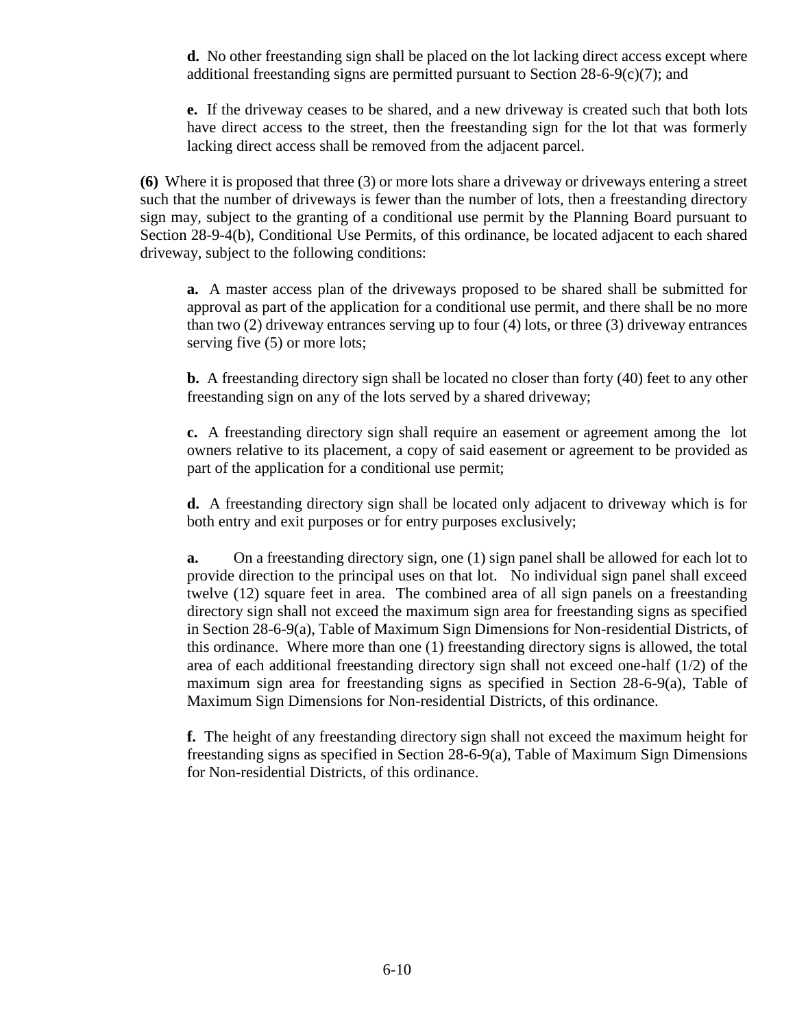**d.** No other freestanding sign shall be placed on the lot lacking direct access except where additional freestanding signs are permitted pursuant to Section 28-6-9(c)(7); and

**e.** If the driveway ceases to be shared, and a new driveway is created such that both lots have direct access to the street, then the freestanding sign for the lot that was formerly lacking direct access shall be removed from the adjacent parcel.

**(6)** Where it is proposed that three (3) or more lots share a driveway or driveways entering a street such that the number of driveways is fewer than the number of lots, then a freestanding directory sign may, subject to the granting of a conditional use permit by the Planning Board pursuant to Section 28-9-4(b), Conditional Use Permits, of this ordinance, be located adjacent to each shared driveway, subject to the following conditions:

**a.** A master access plan of the driveways proposed to be shared shall be submitted for approval as part of the application for a conditional use permit, and there shall be no more than two (2) driveway entrances serving up to four (4) lots, or three (3) driveway entrances serving five (5) or more lots;

**b.** A freestanding directory sign shall be located no closer than forty (40) feet to any other freestanding sign on any of the lots served by a shared driveway;

**c.** A freestanding directory sign shall require an easement or agreement among the lot owners relative to its placement, a copy of said easement or agreement to be provided as part of the application for a conditional use permit;

**d.** A freestanding directory sign shall be located only adjacent to driveway which is for both entry and exit purposes or for entry purposes exclusively;

**a.** On a freestanding directory sign, one (1) sign panel shall be allowed for each lot to provide direction to the principal uses on that lot. No individual sign panel shall exceed twelve (12) square feet in area. The combined area of all sign panels on a freestanding directory sign shall not exceed the maximum sign area for freestanding signs as specified in Section 28-6-9(a), Table of Maximum Sign Dimensions for Non-residential Districts, of this ordinance. Where more than one (1) freestanding directory signs is allowed, the total area of each additional freestanding directory sign shall not exceed one-half (1/2) of the maximum sign area for freestanding signs as specified in Section 28-6-9(a), Table of Maximum Sign Dimensions for Non-residential Districts, of this ordinance.

**f.** The height of any freestanding directory sign shall not exceed the maximum height for freestanding signs as specified in Section 28-6-9(a), Table of Maximum Sign Dimensions for Non-residential Districts, of this ordinance.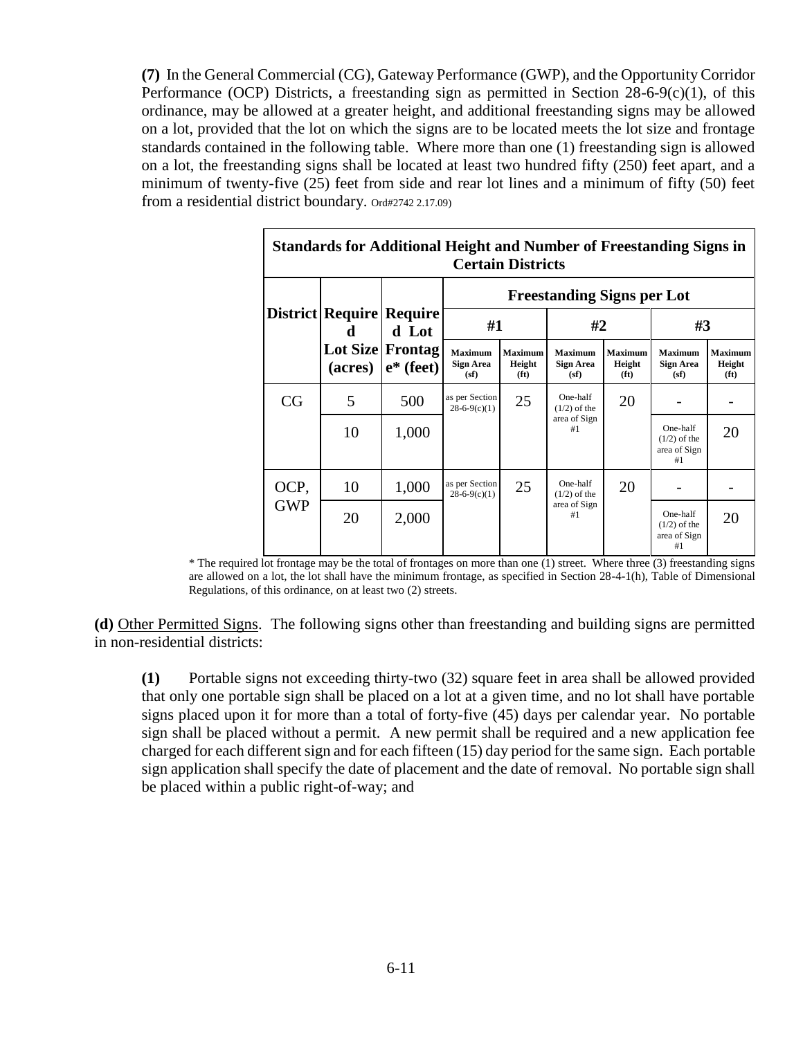**(7)** In the General Commercial (CG), Gateway Performance (GWP), and the Opportunity Corridor Performance (OCP) Districts, a freestanding sign as permitted in Section 28-6-9(c)(1), of this ordinance, may be allowed at a greater height, and additional freestanding signs may be allowed on a lot, provided that the lot on which the signs are to be located meets the lot size and frontage standards contained in the following table. Where more than one (1) freestanding sign is allowed on a lot, the freestanding signs shall be located at least two hundred fifty (250) feet apart, and a minimum of twenty-five (25) feet from side and rear lot lines and a minimum of fifty (50) feet from a residential district boundary. Ord#2742 2.17.09)

**Standards for Additional Height and Number of Freestanding Signs in Certain Districts**

| District | Required Lot Size (acres) | Required Lot Frontage* (feet) | Freestanding Signs per Lot | | | | | |
|---|---|---|---|---|---|---|---|---|
| | | | #1 | | #2 | | #3 | |
| | | | Maximum Sign Area (sf) | Maximum Height (ft) | Maximum Sign Area (sf) | Maximum Height (ft) | Maximum Sign Area (sf) | Maximum Height (ft) |
| CG | 5 | 500 | as per Section 28-6-9(c)(1) | 25 | One-half (1/2) of the area of Sign #1 | 20 | - | - |
| | 10 | 1,000 | | | | | One-half (1/2) of the area of Sign #1 | 20 |
| OCP, GWP | 10 | 1,000 | as per Section 28-6-9(c)(1) | 25 | One-half (1/2) of the area of Sign #1 | 20 | - | - |
| | 20 | 2,000 | | | | | One-half (1/2) of the area of Sign #1 | 20 |

* The required lot frontage may be the total of frontages on more than one (1) street. Where three (3) freestanding signs are allowed on a lot, the lot shall have the minimum frontage, as specified in Section 28-4-1(h), Table of Dimensional Regulations, of this ordinance, on at least two (2) streets.

**(d)** Other Permitted Signs. The following signs other than freestanding and building signs are permitted in non-residential districts:

**(1)** Portable signs not exceeding thirty-two (32) square feet in area shall be allowed provided that only one portable sign shall be placed on a lot at a given time, and no lot shall have portable signs placed upon it for more than a total of forty-five (45) days per calendar year. No portable sign shall be placed without a permit. A new permit shall be required and a new application fee charged for each different sign and for each fifteen (15) day period for the same sign. Each portable sign application shall specify the date of placement and the date of removal. No portable sign shall be placed within a public right-of-way; and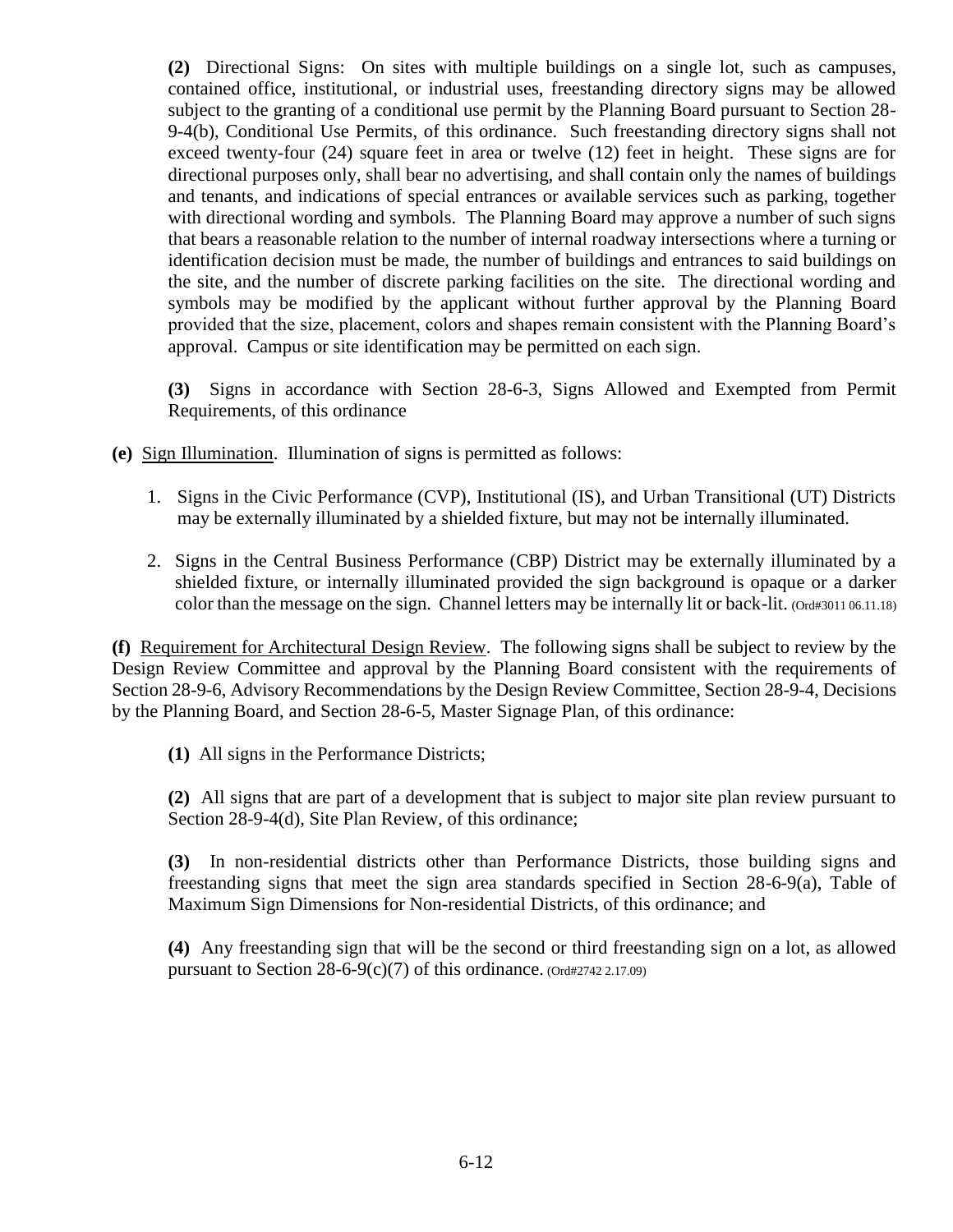**(2)** Directional Signs: On sites with multiple buildings on a single lot, such as campuses, contained office, institutional, or industrial uses, freestanding directory signs may be allowed subject to the granting of a conditional use permit by the Planning Board pursuant to Section 28-9-4(b), Conditional Use Permits, of this ordinance. Such freestanding directory signs shall not exceed twenty-four (24) square feet in area or twelve (12) feet in height. These signs are for directional purposes only, shall bear no advertising, and shall contain only the names of buildings and tenants, and indications of special entrances or available services such as parking, together with directional wording and symbols. The Planning Board may approve a number of such signs that bears a reasonable relation to the number of internal roadway intersections where a turning or identification decision must be made, the number of buildings and entrances to said buildings on the site, and the number of discrete parking facilities on the site. The directional wording and symbols may be modified by the applicant without further approval by the Planning Board provided that the size, placement, colors and shapes remain consistent with the Planning Board's approval. Campus or site identification may be permitted on each sign.

**(3)** Signs in accordance with Section 28-6-3, Signs Allowed and Exempted from Permit Requirements, of this ordinance

**(e)** Sign Illumination. Illumination of signs is permitted as follows:

1. Signs in the Civic Performance (CVP), Institutional (IS), and Urban Transitional (UT) Districts may be externally illuminated by a shielded fixture, but may not be internally illuminated.
2. Signs in the Central Business Performance (CBP) District may be externally illuminated by a shielded fixture, or internally illuminated provided the sign background is opaque or a darker color than the message on the sign. Channel letters may be internally lit or back-lit. (Ord#3011 06.11.18)

**(f)** Requirement for Architectural Design Review. The following signs shall be subject to review by the Design Review Committee and approval by the Planning Board consistent with the requirements of Section 28-9-6, Advisory Recommendations by the Design Review Committee, Section 28-9-4, Decisions by the Planning Board, and Section 28-6-5, Master Signage Plan, of this ordinance:

**(1)** All signs in the Performance Districts;

**(2)** All signs that are part of a development that is subject to major site plan review pursuant to Section 28-9-4(d), Site Plan Review, of this ordinance;

**(3)** In non-residential districts other than Performance Districts, those building signs and freestanding signs that meet the sign area standards specified in Section 28-6-9(a), Table of Maximum Sign Dimensions for Non-residential Districts, of this ordinance; and

**(4)** Any freestanding sign that will be the second or third freestanding sign on a lot, as allowed pursuant to Section 28-6-9(c)(7) of this ordinance. (Ord#2742 2.17.09)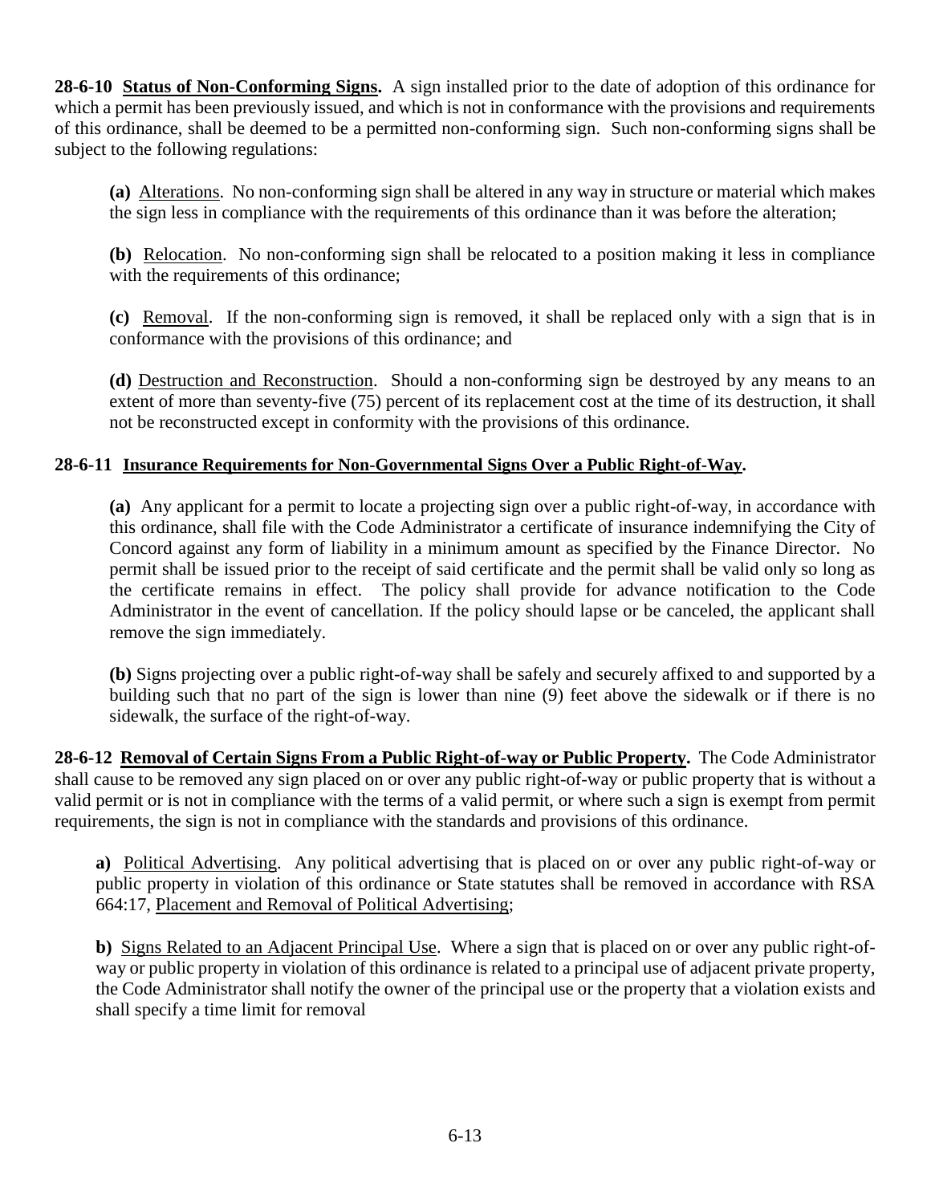**28-6-10 <u>Status of Non-Conforming Signs</u>.** A sign installed prior to the date of adoption of this ordinance for which a permit has been previously issued, and which is not in conformance with the provisions and requirements of this ordinance, shall be deemed to be a permitted non-conforming sign. Such non-conforming signs shall be subject to the following regulations:

**(a)** <u>Alterations</u>. No non-conforming sign shall be altered in any way in structure or material which makes the sign less in compliance with the requirements of this ordinance than it was before the alteration;

**(b)** <u>Relocation</u>. No non-conforming sign shall be relocated to a position making it less in compliance with the requirements of this ordinance;

**(c)** <u>Removal</u>. If the non-conforming sign is removed, it shall be replaced only with a sign that is in conformance with the provisions of this ordinance; and

**(d)** <u>Destruction and Reconstruction</u>. Should a non-conforming sign be destroyed by any means to an extent of more than seventy-five (75) percent of its replacement cost at the time of its destruction, it shall not be reconstructed except in conformity with the provisions of this ordinance.

**28-6-11 <u>Insurance Requirements for Non-Governmental Signs Over a Public Right-of-Way</u>.**

**(a)** Any applicant for a permit to locate a projecting sign over a public right-of-way, in accordance with this ordinance, shall file with the Code Administrator a certificate of insurance indemnifying the City of Concord against any form of liability in a minimum amount as specified by the Finance Director. No permit shall be issued prior to the receipt of said certificate and the permit shall be valid only so long as the certificate remains in effect. The policy shall provide for advance notification to the Code Administrator in the event of cancellation. If the policy should lapse or be canceled, the applicant shall remove the sign immediately.

**(b)** Signs projecting over a public right-of-way shall be safely and securely affixed to and supported by a building such that no part of the sign is lower than nine (9) feet above the sidewalk or if there is no sidewalk, the surface of the right-of-way.

**28-6-12 <u>Removal of Certain Signs From a Public Right-of-way or Public Property</u>.** The Code Administrator shall cause to be removed any sign placed on or over any public right-of-way or public property that is without a valid permit or is not in compliance with the terms of a valid permit, or where such a sign is exempt from permit requirements, the sign is not in compliance with the standards and provisions of this ordinance.

**a)** <u>Political Advertising</u>. Any political advertising that is placed on or over any public right-of-way or public property in violation of this ordinance or State statutes shall be removed in accordance with RSA 664:17, <u>Placement and Removal of Political Advertising</u>;

**b)** <u>Signs Related to an Adjacent Principal Use</u>. Where a sign that is placed on or over any public right-of-way or public property in violation of this ordinance is related to a principal use of adjacent private property, the Code Administrator shall notify the owner of the principal use or the property that a violation exists and shall specify a time limit for removal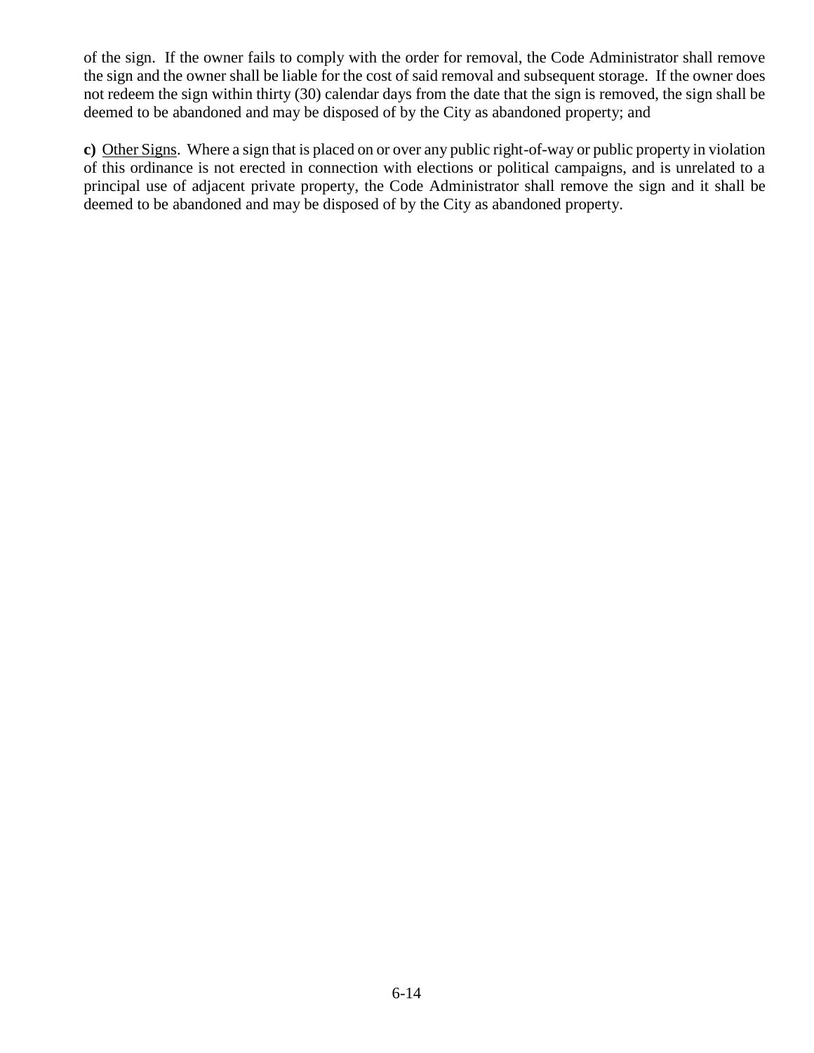of the sign. If the owner fails to comply with the order for removal, the Code Administrator shall remove the sign and the owner shall be liable for the cost of said removal and subsequent storage. If the owner does not redeem the sign within thirty (30) calendar days from the date that the sign is removed, the sign shall be deemed to be abandoned and may be disposed of by the City as abandoned property; and

**c)** <u>Other Signs</u>. Where a sign that is placed on or over any public right-of-way or public property in violation of this ordinance is not erected in connection with elections or political campaigns, and is unrelated to a principal use of adjacent private property, the Code Administrator shall remove the sign and it shall be deemed to be abandoned and may be disposed of by the City as abandoned property.